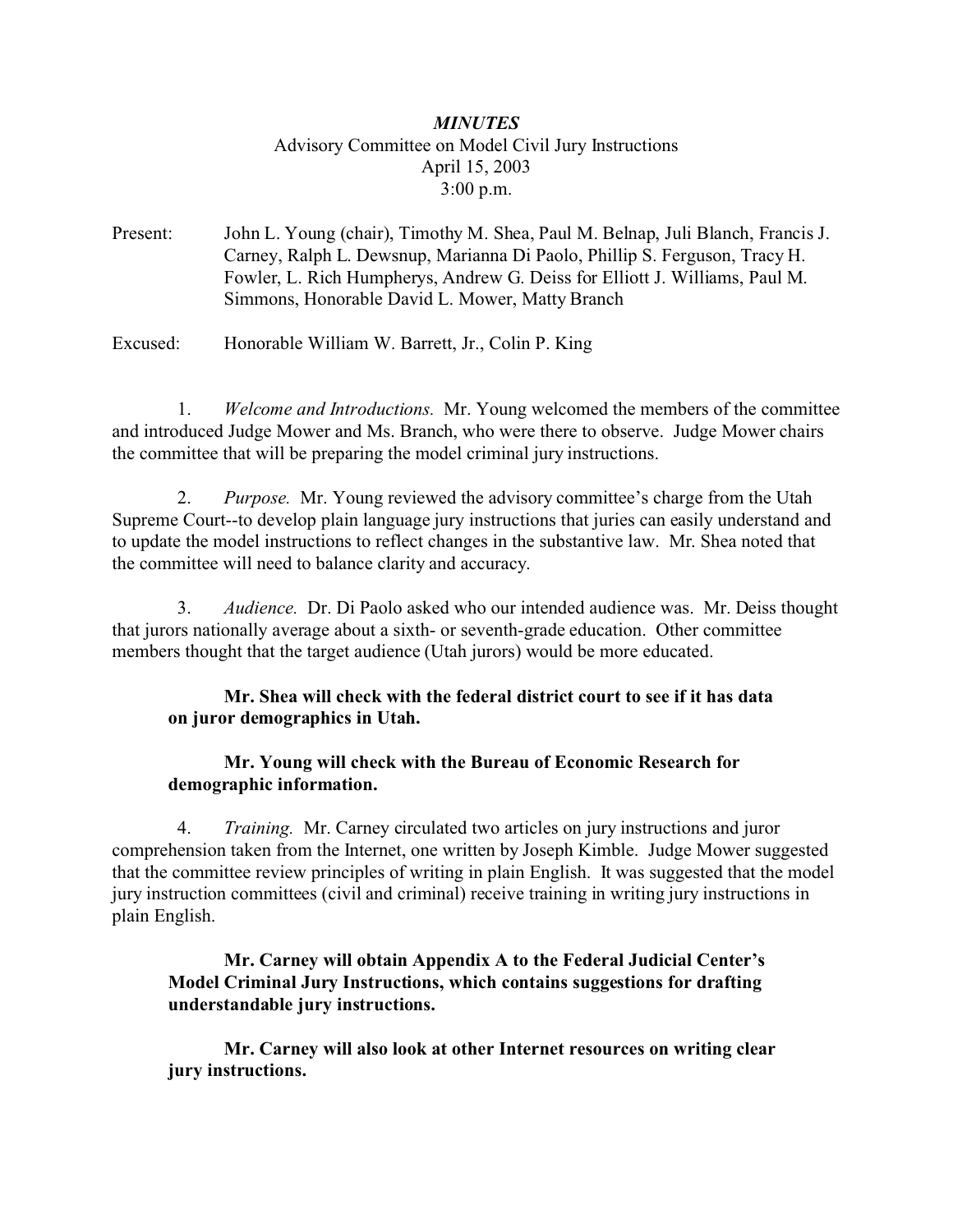***MINUTES***

Advisory Committee on Model Civil Jury Instructions

April 15, 2003

3:00 p.m.

Present: John L. Young (chair), Timothy M. Shea, Paul M. Belnap, Juli Blanch, Francis J. Carney, Ralph L. Dewsnup, Marianna Di Paolo, Phillip S. Ferguson, Tracy H. Fowler, L. Rich Humpherys, Andrew G. Deiss for Elliott J. Williams, Paul M. Simmons, Honorable David L. Mower, Matty Branch

Excused: Honorable William W. Barrett, Jr., Colin P. King

1. *Welcome and Introductions.* Mr. Young welcomed the members of the committee and introduced Judge Mower and Ms. Branch, who were there to observe. Judge Mower chairs the committee that will be preparing the model criminal jury instructions.

2. *Purpose.* Mr. Young reviewed the advisory committee's charge from the Utah Supreme Court--to develop plain language jury instructions that juries can easily understand and to update the model instructions to reflect changes in the substantive law. Mr. Shea noted that the committee will need to balance clarity and accuracy.

3. *Audience.* Dr. Di Paolo asked who our intended audience was. Mr. Deiss thought that jurors nationally average about a sixth- or seventh-grade education. Other committee members thought that the target audience (Utah jurors) would be more educated.

**Mr. Shea will check with the federal district court to see if it has data on juror demographics in Utah.**

**Mr. Young will check with the Bureau of Economic Research for demographic information.**

4. *Training.* Mr. Carney circulated two articles on jury instructions and juror comprehension taken from the Internet, one written by Joseph Kimble. Judge Mower suggested that the committee review principles of writing in plain English. It was suggested that the model jury instruction committees (civil and criminal) receive training in writing jury instructions in plain English.

**Mr. Carney will obtain Appendix A to the Federal Judicial Center's Model Criminal Jury Instructions, which contains suggestions for drafting understandable jury instructions.**

**Mr. Carney will also look at other Internet resources on writing clear jury instructions.**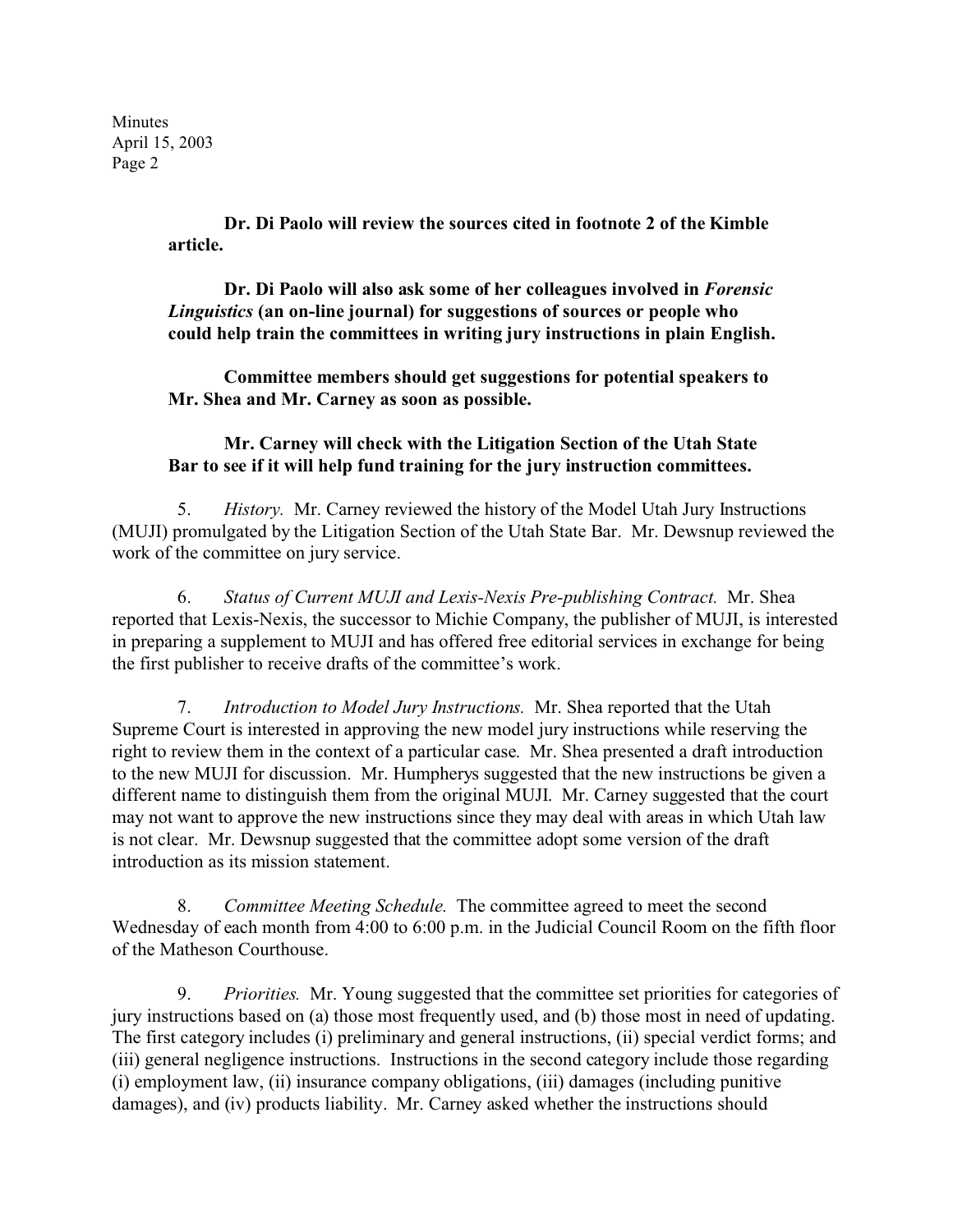**Dr. Di Paolo will review the sources cited in footnote 2 of the Kimble article.**

**Dr. Di Paolo will also ask some of her colleagues involved in *Forensic Linguistics* (an on-line journal) for suggestions of sources or people who could help train the committees in writing jury instructions in plain English.**

**Committee members should get suggestions for potential speakers to Mr. Shea and Mr. Carney as soon as possible.**

**Mr. Carney will check with the Litigation Section of the Utah State Bar to see if it will help fund training for the jury instruction committees.**

5. *History.* Mr. Carney reviewed the history of the Model Utah Jury Instructions (MUJI) promulgated by the Litigation Section of the Utah State Bar. Mr. Dewsnup reviewed the work of the committee on jury service.

6. *Status of Current MUJI and Lexis-Nexis Pre-publishing Contract.* Mr. Shea reported that Lexis-Nexis, the successor to Michie Company, the publisher of MUJI, is interested in preparing a supplement to MUJI and has offered free editorial services in exchange for being the first publisher to receive drafts of the committee's work.

7. *Introduction to Model Jury Instructions.* Mr. Shea reported that the Utah Supreme Court is interested in approving the new model jury instructions while reserving the right to review them in the context of a particular case. Mr. Shea presented a draft introduction to the new MUJI for discussion. Mr. Humpherys suggested that the new instructions be given a different name to distinguish them from the original MUJI. Mr. Carney suggested that the court may not want to approve the new instructions since they may deal with areas in which Utah law is not clear. Mr. Dewsnup suggested that the committee adopt some version of the draft introduction as its mission statement.

8. *Committee Meeting Schedule.* The committee agreed to meet the second Wednesday of each month from 4:00 to 6:00 p.m. in the Judicial Council Room on the fifth floor of the Matheson Courthouse.

9. *Priorities.* Mr. Young suggested that the committee set priorities for categories of jury instructions based on (a) those most frequently used, and (b) those most in need of updating. The first category includes (i) preliminary and general instructions, (ii) special verdict forms; and (iii) general negligence instructions. Instructions in the second category include those regarding (i) employment law, (ii) insurance company obligations, (iii) damages (including punitive damages), and (iv) products liability. Mr. Carney asked whether the instructions should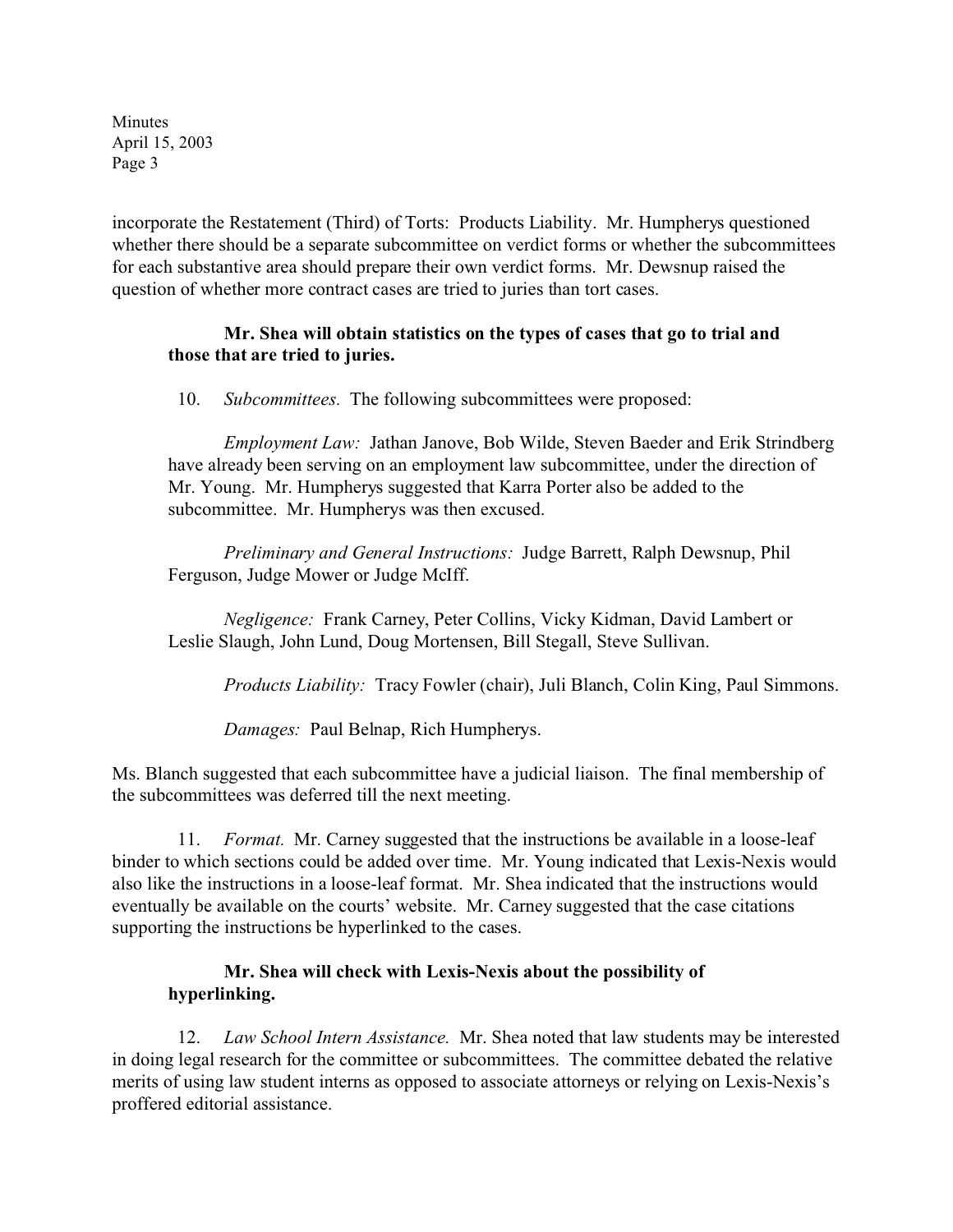incorporate the Restatement (Third) of Torts: Products Liability. Mr. Humpherys questioned whether there should be a separate subcommittee on verdict forms or whether the subcommittees for each substantive area should prepare their own verdict forms. Mr. Dewsnup raised the question of whether more contract cases are tried to juries than tort cases.

**Mr. Shea will obtain statistics on the types of cases that go to trial and those that are tried to juries.**

10. *Subcommittees.* The following subcommittees were proposed:

*Employment Law:* Jathan Janove, Bob Wilde, Steven Baeder and Erik Strindberg have already been serving on an employment law subcommittee, under the direction of Mr. Young. Mr. Humpherys suggested that Karra Porter also be added to the subcommittee. Mr. Humpherys was then excused.

*Preliminary and General Instructions:* Judge Barrett, Ralph Dewsnup, Phil Ferguson, Judge Mower or Judge McIff.

*Negligence:* Frank Carney, Peter Collins, Vicky Kidman, David Lambert or Leslie Slaugh, John Lund, Doug Mortensen, Bill Stegall, Steve Sullivan.

*Products Liability:* Tracy Fowler (chair), Juli Blanch, Colin King, Paul Simmons.

*Damages:* Paul Belnap, Rich Humpherys.

Ms. Blanch suggested that each subcommittee have a judicial liaison. The final membership of the subcommittees was deferred till the next meeting.

11. *Format.* Mr. Carney suggested that the instructions be available in a loose-leaf binder to which sections could be added over time. Mr. Young indicated that Lexis-Nexis would also like the instructions in a loose-leaf format. Mr. Shea indicated that the instructions would eventually be available on the courts' website. Mr. Carney suggested that the case citations supporting the instructions be hyperlinked to the cases.

**Mr. Shea will check with Lexis-Nexis about the possibility of hyperlinking.**

12. *Law School Intern Assistance.* Mr. Shea noted that law students may be interested in doing legal research for the committee or subcommittees. The committee debated the relative merits of using law student interns as opposed to associate attorneys or relying on Lexis-Nexis's proffered editorial assistance.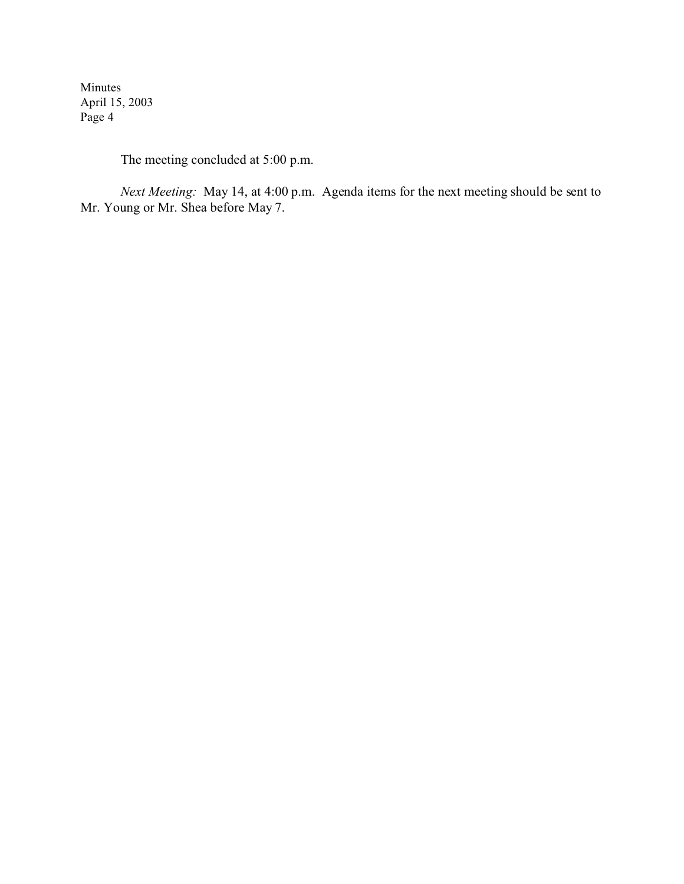The meeting concluded at 5:00 p.m.

*Next Meeting:* May 14, at 4:00 p.m. Agenda items for the next meeting should be sent to Mr. Young or Mr. Shea before May 7.